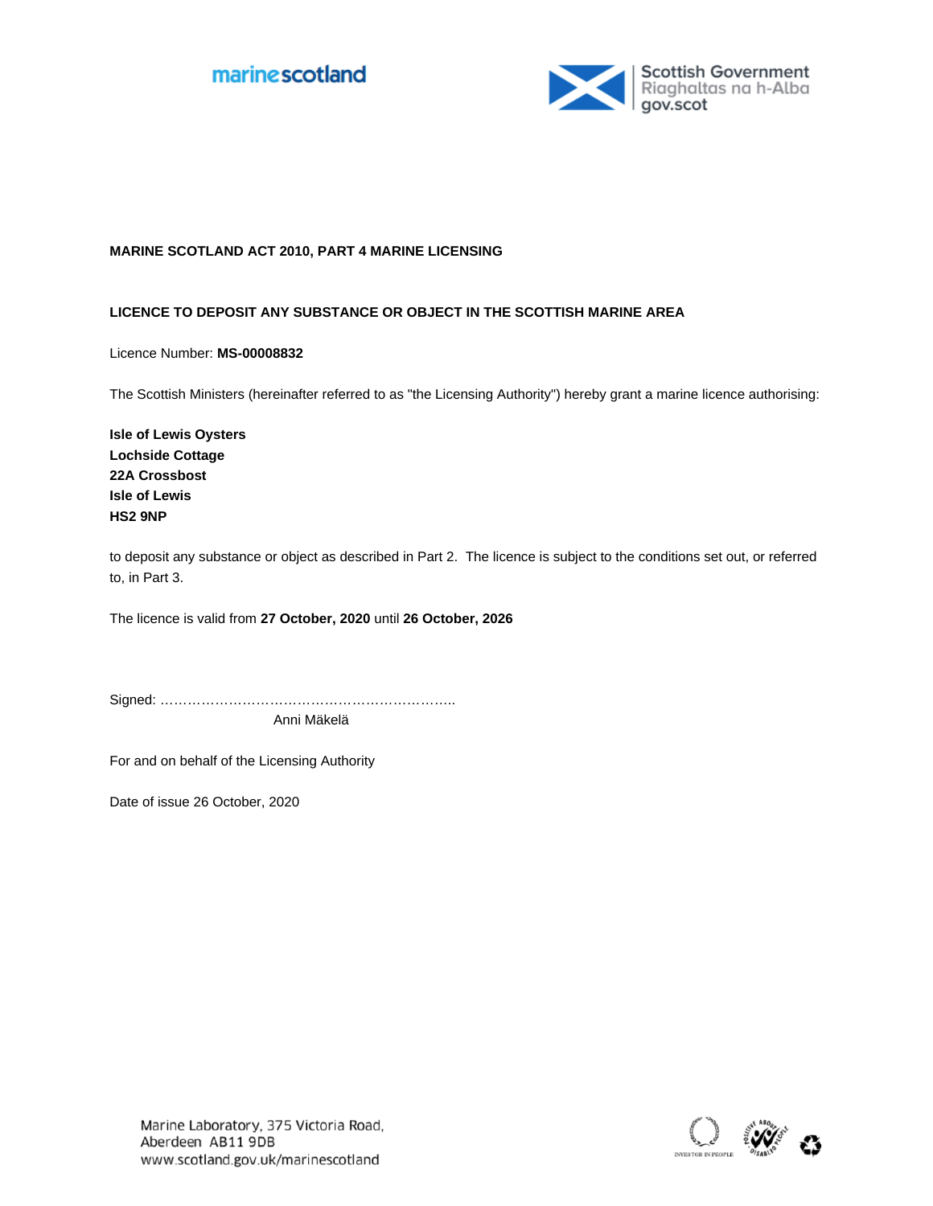marinescotland

Scottish Government
Riaghaltas na h-Alba
gov.scot

**MARINE SCOTLAND ACT 2010, PART 4 MARINE LICENSING**

**LICENCE TO DEPOSIT ANY SUBSTANCE OR OBJECT IN THE SCOTTISH MARINE AREA**

Licence Number: **MS-00008832**

The Scottish Ministers (hereinafter referred to as "the Licensing Authority") hereby grant a marine licence authorising:

**Isle of Lewis Oysters**
**Lochside Cottage**
**22A Crossbost**
**Isle of Lewis**
**HS2 9NP**

to deposit any substance or object as described in Part 2. The licence is subject to the conditions set out, or referred to, in Part 3.

The licence is valid from **27 October, 2020** until **26 October, 2026**

Signed: …………………………………………………………..
Anni Mäkelä

For and on behalf of the Licensing Authority

Date of issue 26 October, 2020

Marine Laboratory, 375 Victoria Road,
Aberdeen AB11 9DB
www.scotland.gov.uk/marinescotland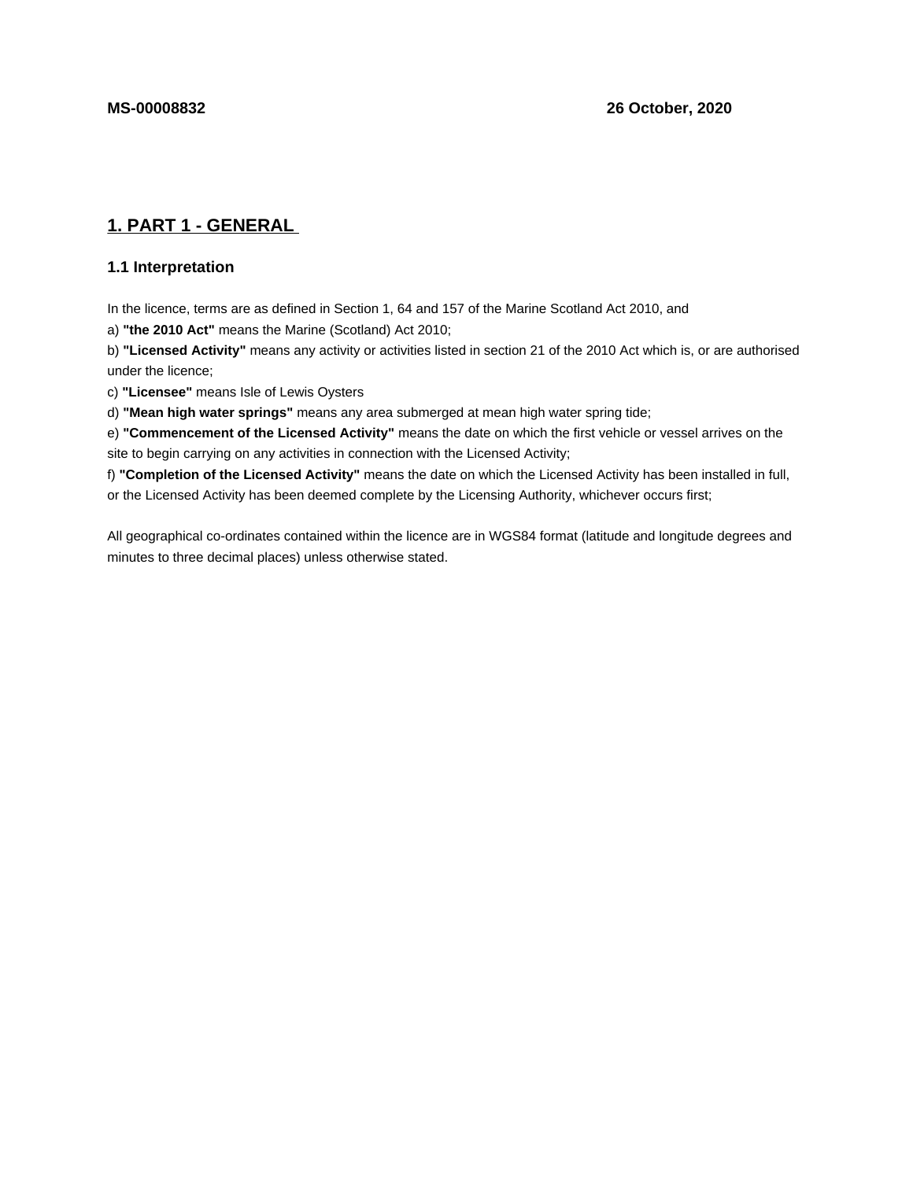**MS-00008832** **26 October, 2020**

## 1. PART 1 - GENERAL

### 1.1 Interpretation

In the licence, terms are as defined in Section 1, 64 and 157 of the Marine Scotland Act 2010, and

a) **"the 2010 Act"** means the Marine (Scotland) Act 2010;

b) **"Licensed Activity"** means any activity or activities listed in section 21 of the 2010 Act which is, or are authorised under the licence;

c) **"Licensee"** means Isle of Lewis Oysters

d) **"Mean high water springs"** means any area submerged at mean high water spring tide;

e) **"Commencement of the Licensed Activity"** means the date on which the first vehicle or vessel arrives on the site to begin carrying on any activities in connection with the Licensed Activity;

f) **"Completion of the Licensed Activity"** means the date on which the Licensed Activity has been installed in full, or the Licensed Activity has been deemed complete by the Licensing Authority, whichever occurs first;

All geographical co-ordinates contained within the licence are in WGS84 format (latitude and longitude degrees and minutes to three decimal places) unless otherwise stated.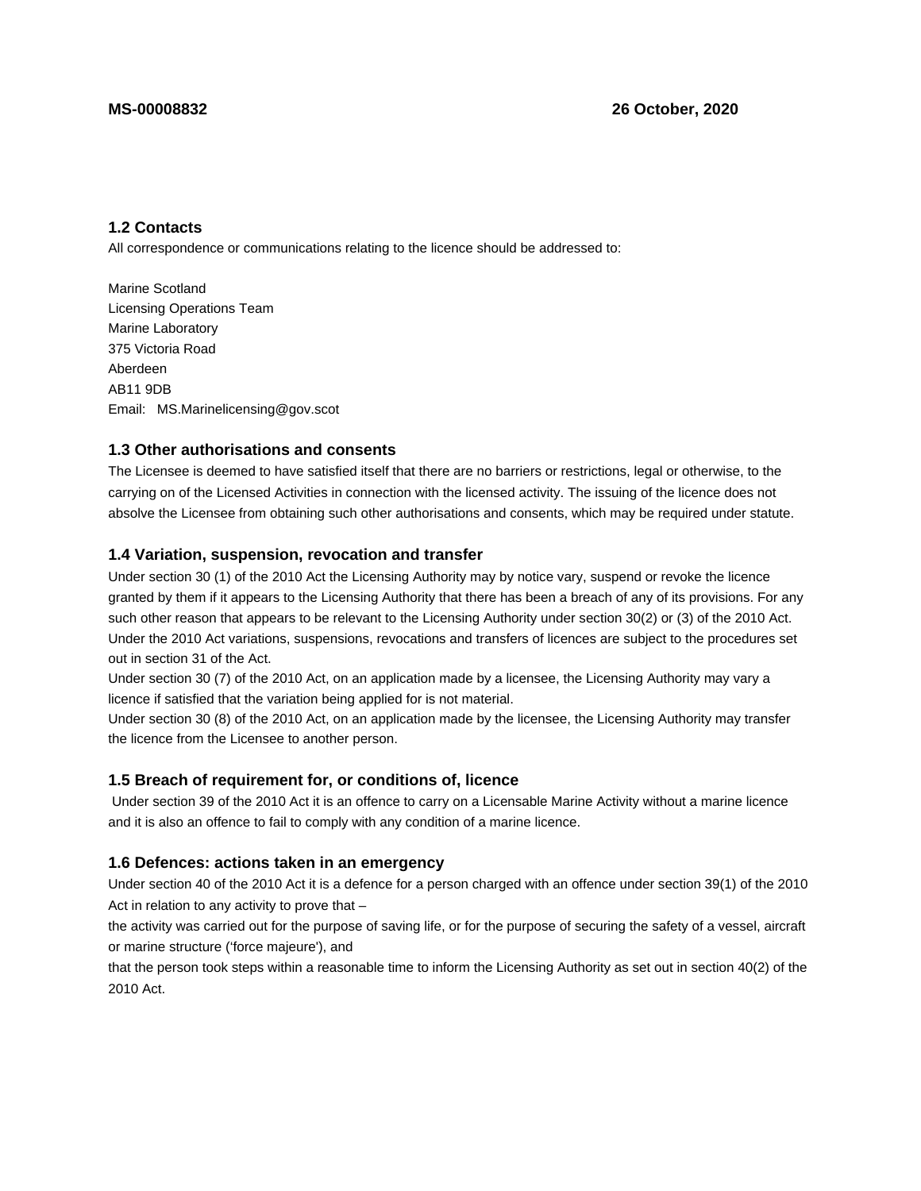### 1.2 Contacts

All correspondence or communications relating to the licence should be addressed to:

Marine Scotland
Licensing Operations Team
Marine Laboratory
375 Victoria Road
Aberdeen
AB11 9DB
Email: MS.Marinelicensing@gov.scot

### 1.3 Other authorisations and consents

The Licensee is deemed to have satisfied itself that there are no barriers or restrictions, legal or otherwise, to the carrying on of the Licensed Activities in connection with the licensed activity. The issuing of the licence does not absolve the Licensee from obtaining such other authorisations and consents, which may be required under statute.

### 1.4 Variation, suspension, revocation and transfer

Under section 30 (1) of the 2010 Act the Licensing Authority may by notice vary, suspend or revoke the licence granted by them if it appears to the Licensing Authority that there has been a breach of any of its provisions. For any such other reason that appears to be relevant to the Licensing Authority under section 30(2) or (3) of the 2010 Act. Under the 2010 Act variations, suspensions, revocations and transfers of licences are subject to the procedures set out in section 31 of the Act.

Under section 30 (7) of the 2010 Act, on an application made by a licensee, the Licensing Authority may vary a licence if satisfied that the variation being applied for is not material.

Under section 30 (8) of the 2010 Act, on an application made by the licensee, the Licensing Authority may transfer the licence from the Licensee to another person.

### 1.5 Breach of requirement for, or conditions of, licence

Under section 39 of the 2010 Act it is an offence to carry on a Licensable Marine Activity without a marine licence and it is also an offence to fail to comply with any condition of a marine licence.

### 1.6 Defences: actions taken in an emergency

Under section 40 of the 2010 Act it is a defence for a person charged with an offence under section 39(1) of the 2010 Act in relation to any activity to prove that –

the activity was carried out for the purpose of saving life, or for the purpose of securing the safety of a vessel, aircraft or marine structure ('force majeure'), and

that the person took steps within a reasonable time to inform the Licensing Authority as set out in section 40(2) of the 2010 Act.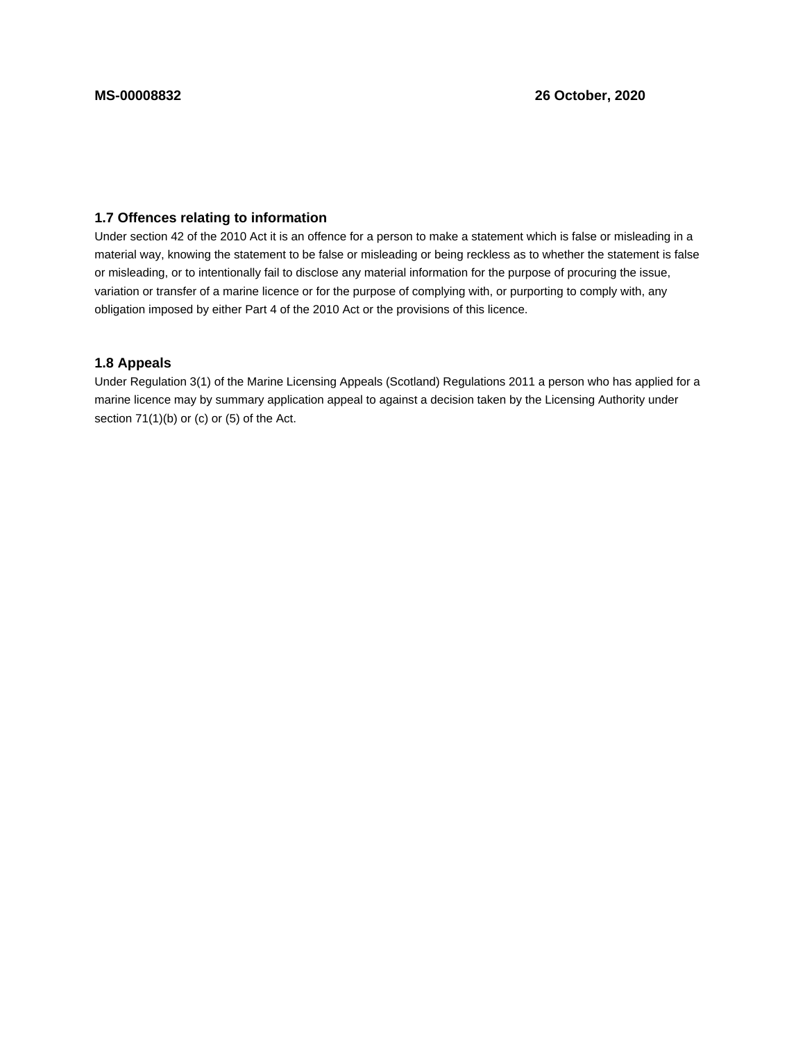### 1.7 Offences relating to information

Under section 42 of the 2010 Act it is an offence for a person to make a statement which is false or misleading in a material way, knowing the statement to be false or misleading or being reckless as to whether the statement is false or misleading, or to intentionally fail to disclose any material information for the purpose of procuring the issue, variation or transfer of a marine licence or for the purpose of complying with, or purporting to comply with, any obligation imposed by either Part 4 of the 2010 Act or the provisions of this licence.

### 1.8 Appeals

Under Regulation 3(1) of the Marine Licensing Appeals (Scotland) Regulations 2011 a person who has applied for a marine licence may by summary application appeal to against a decision taken by the Licensing Authority under section 71(1)(b) or (c) or (5) of the Act.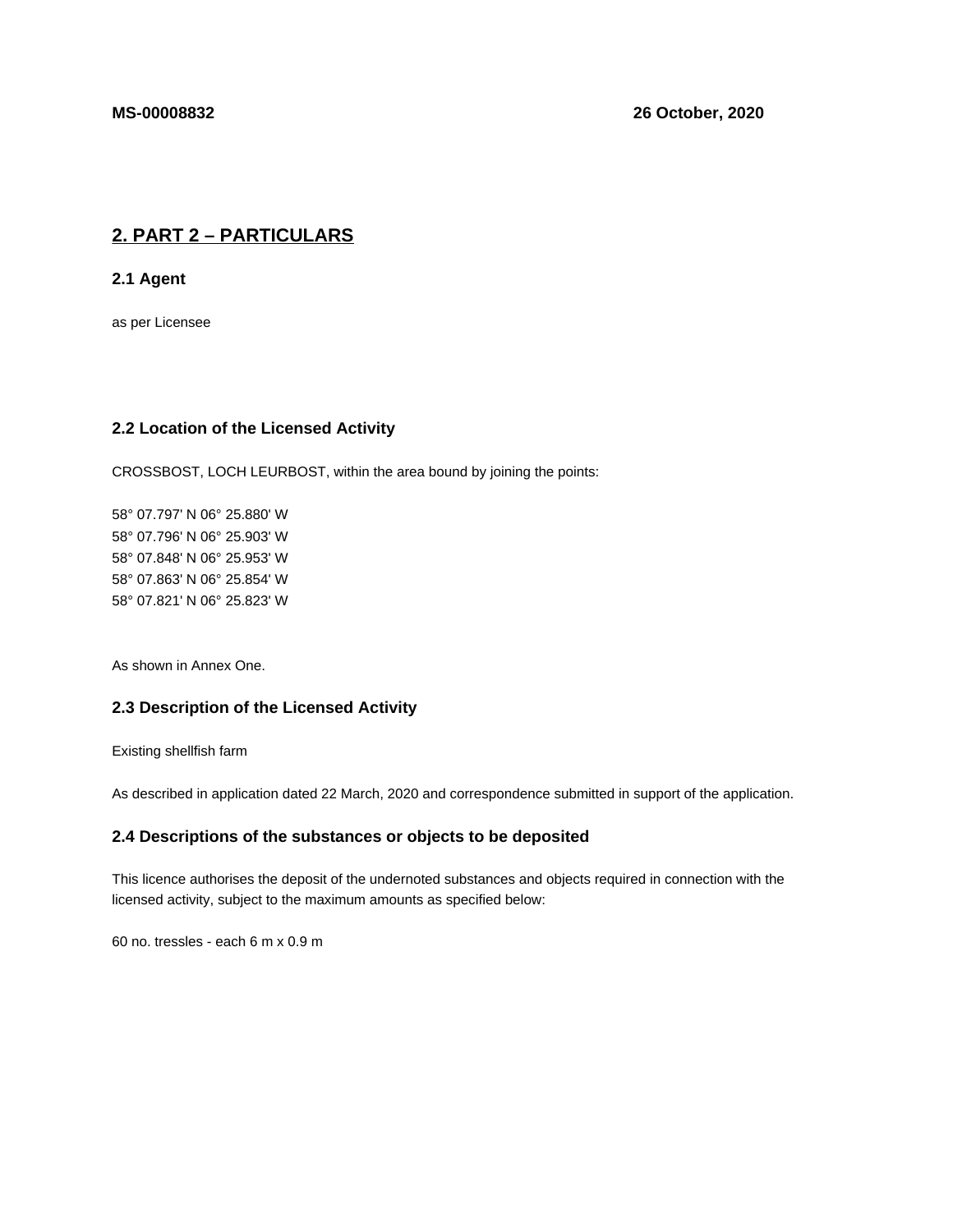**MS-00008832** **26 October, 2020**

## 2. PART 2 – PARTICULARS

### 2.1 Agent

as per Licensee

### 2.2 Location of the Licensed Activity

CROSSBOST, LOCH LEURBOST, within the area bound by joining the points:

58° 07.797' N 06° 25.880' W
58° 07.796' N 06° 25.903' W
58° 07.848' N 06° 25.953' W
58° 07.863' N 06° 25.854' W
58° 07.821' N 06° 25.823' W

As shown in Annex One.

### 2.3 Description of the Licensed Activity

Existing shellfish farm

As described in application dated 22 March, 2020 and correspondence submitted in support of the application.

### 2.4 Descriptions of the substances or objects to be deposited

This licence authorises the deposit of the undernoted substances and objects required in connection with the licensed activity, subject to the maximum amounts as specified below:

60 no. tressles - each 6 m x 0.9 m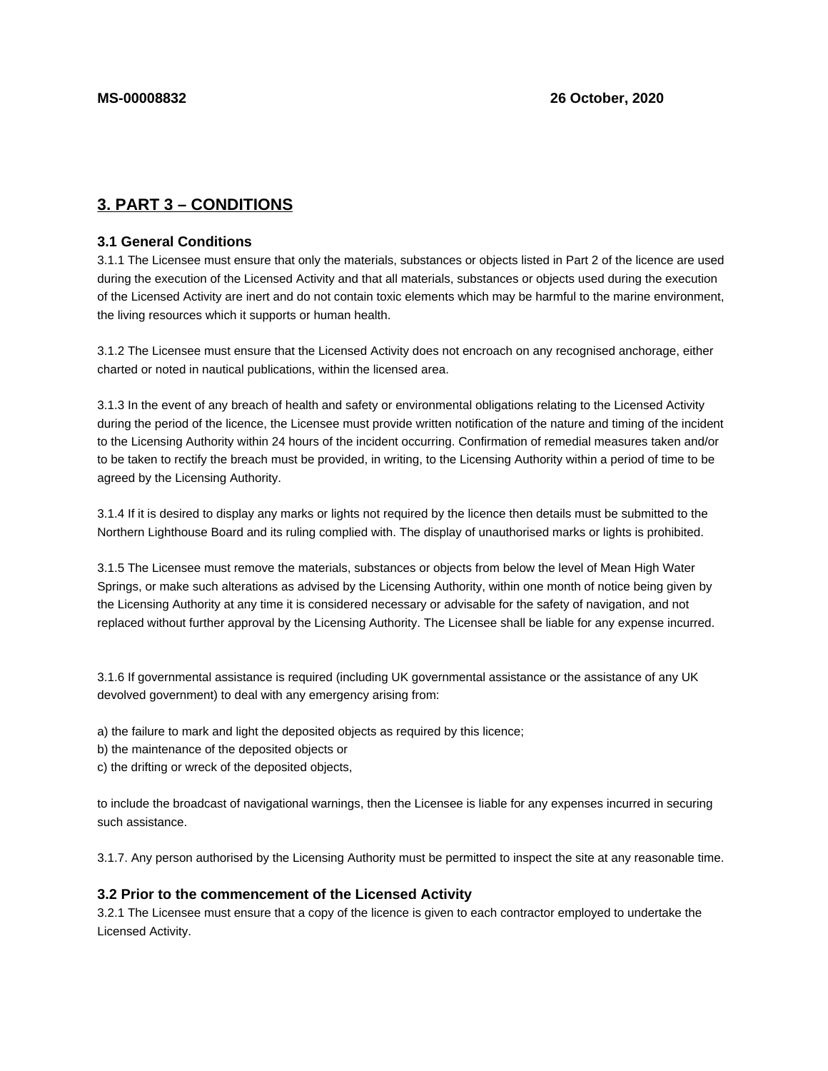## 3. PART 3 – CONDITIONS

### 3.1 General Conditions

3.1.1 The Licensee must ensure that only the materials, substances or objects listed in Part 2 of the licence are used during the execution of the Licensed Activity and that all materials, substances or objects used during the execution of the Licensed Activity are inert and do not contain toxic elements which may be harmful to the marine environment, the living resources which it supports or human health.

3.1.2 The Licensee must ensure that the Licensed Activity does not encroach on any recognised anchorage, either charted or noted in nautical publications, within the licensed area.

3.1.3 In the event of any breach of health and safety or environmental obligations relating to the Licensed Activity during the period of the licence, the Licensee must provide written notification of the nature and timing of the incident to the Licensing Authority within 24 hours of the incident occurring. Confirmation of remedial measures taken and/or to be taken to rectify the breach must be provided, in writing, to the Licensing Authority within a period of time to be agreed by the Licensing Authority.

3.1.4 If it is desired to display any marks or lights not required by the licence then details must be submitted to the Northern Lighthouse Board and its ruling complied with. The display of unauthorised marks or lights is prohibited.

3.1.5 The Licensee must remove the materials, substances or objects from below the level of Mean High Water Springs, or make such alterations as advised by the Licensing Authority, within one month of notice being given by the Licensing Authority at any time it is considered necessary or advisable for the safety of navigation, and not replaced without further approval by the Licensing Authority. The Licensee shall be liable for any expense incurred.

3.1.6 If governmental assistance is required (including UK governmental assistance or the assistance of any UK devolved government) to deal with any emergency arising from:

a) the failure to mark and light the deposited objects as required by this licence;
b) the maintenance of the deposited objects or
c) the drifting or wreck of the deposited objects,

to include the broadcast of navigational warnings, then the Licensee is liable for any expenses incurred in securing such assistance.

3.1.7. Any person authorised by the Licensing Authority must be permitted to inspect the site at any reasonable time.

### 3.2 Prior to the commencement of the Licensed Activity

3.2.1 The Licensee must ensure that a copy of the licence is given to each contractor employed to undertake the Licensed Activity.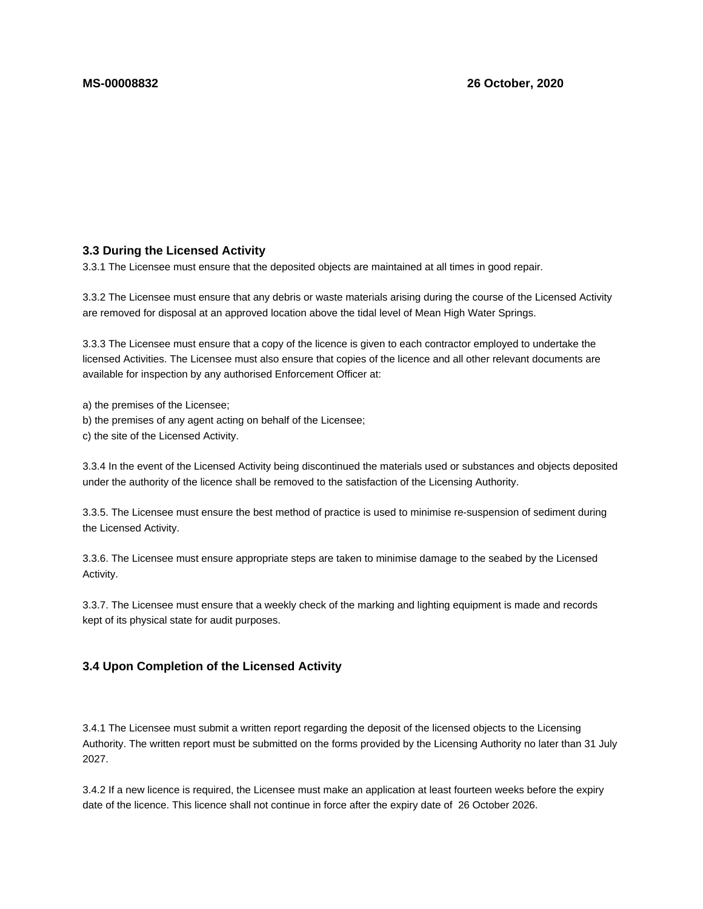### 3.3 During the Licensed Activity

3.3.1 The Licensee must ensure that the deposited objects are maintained at all times in good repair.

3.3.2 The Licensee must ensure that any debris or waste materials arising during the course of the Licensed Activity are removed for disposal at an approved location above the tidal level of Mean High Water Springs.

3.3.3 The Licensee must ensure that a copy of the licence is given to each contractor employed to undertake the licensed Activities. The Licensee must also ensure that copies of the licence and all other relevant documents are available for inspection by any authorised Enforcement Officer at:

a) the premises of the Licensee;
b) the premises of any agent acting on behalf of the Licensee;
c) the site of the Licensed Activity.

3.3.4 In the event of the Licensed Activity being discontinued the materials used or substances and objects deposited under the authority of the licence shall be removed to the satisfaction of the Licensing Authority.

3.3.5. The Licensee must ensure the best method of practice is used to minimise re-suspension of sediment during the Licensed Activity.

3.3.6. The Licensee must ensure appropriate steps are taken to minimise damage to the seabed by the Licensed Activity.

3.3.7. The Licensee must ensure that a weekly check of the marking and lighting equipment is made and records kept of its physical state for audit purposes.

### 3.4 Upon Completion of the Licensed Activity

3.4.1 The Licensee must submit a written report regarding the deposit of the licensed objects to the Licensing Authority. The written report must be submitted on the forms provided by the Licensing Authority no later than 31 July 2027.

3.4.2 If a new licence is required, the Licensee must make an application at least fourteen weeks before the expiry date of the licence. This licence shall not continue in force after the expiry date of 26 October 2026.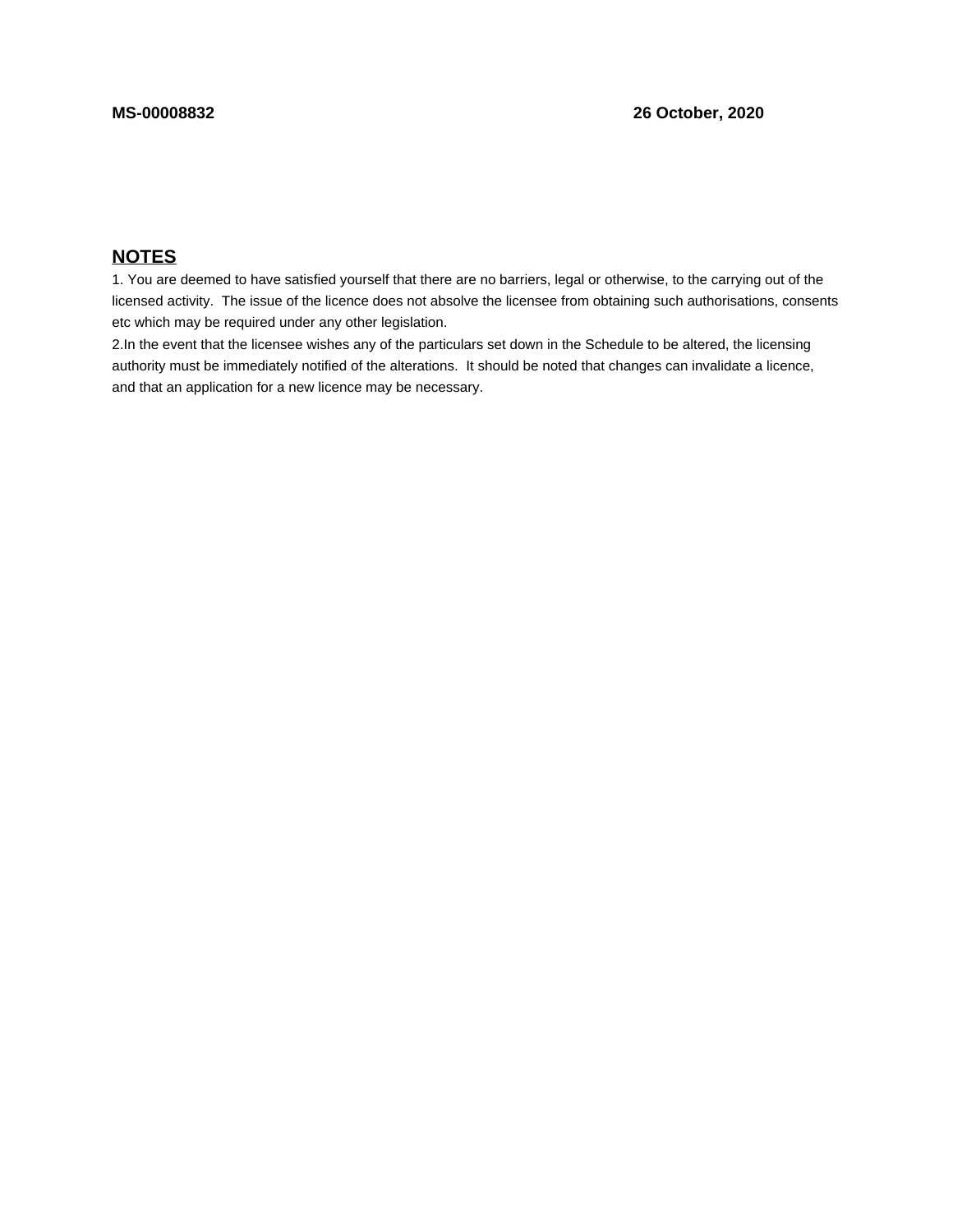**MS-00008832** **26 October, 2020**

## NOTES

1. You are deemed to have satisfied yourself that there are no barriers, legal or otherwise, to the carrying out of the licensed activity. The issue of the licence does not absolve the licensee from obtaining such authorisations, consents etc which may be required under any other legislation.

2.In the event that the licensee wishes any of the particulars set down in the Schedule to be altered, the licensing authority must be immediately notified of the alterations. It should be noted that changes can invalidate a licence, and that an application for a new licence may be necessary.